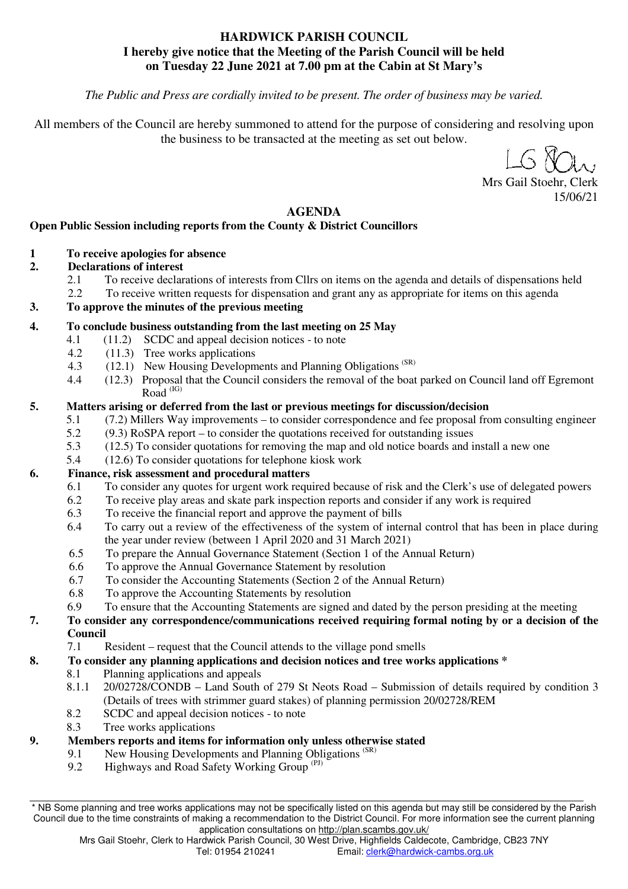# HARDWICK PARISH COUNCIL

**I hereby give notice that the Meeting of the Parish Council will be held on Tuesday 22 June 2021 at 7.00 pm at the Cabin at St Mary's**

*The Public and Press are cordially invited to be present. The order of business may be varied.*

All members of the Council are hereby summoned to attend for the purpose of considering and resolving upon the business to be transacted at the meeting as set out below.

Mrs Gail Stoehr, Clerk
15/06/21

## AGENDA

**Open Public Session including reports from the County & District Councillors**

**1 To receive apologies for absence**

**2. Declarations of interest**

- 2.1 To receive declarations of interests from Cllrs on items on the agenda and details of dispensations held
- 2.2 To receive written requests for dispensation and grant any as appropriate for items on this agenda

**3. To approve the minutes of the previous meeting**

**4. To conclude business outstanding from the last meeting on 25 May**

- 4.1 (11.2) SCDC and appeal decision notices - to note
- 4.2 (11.3) Tree works applications
- 4.3 (12.1) New Housing Developments and Planning Obligations (SR)
- 4.4 (12.3) Proposal that the Council considers the removal of the boat parked on Council land off Egremont Road (IG)

**5. Matters arising or deferred from the last or previous meetings for discussion/decision**

- 5.1 (7.2) Millers Way improvements – to consider correspondence and fee proposal from consulting engineer
- 5.2 (9.3) RoSPA report – to consider the quotations received for outstanding issues
- 5.3 (12.5) To consider quotations for removing the map and old notice boards and install a new one
- 5.4 (12.6) To consider quotations for telephone kiosk work

**6. Finance, risk assessment and procedural matters**

- 6.1 To consider any quotes for urgent work required because of risk and the Clerk's use of delegated powers
- 6.2 To receive play areas and skate park inspection reports and consider if any work is required
- 6.3 To receive the financial report and approve the payment of bills
- 6.4 To carry out a review of the effectiveness of the system of internal control that has been in place during the year under review (between 1 April 2020 and 31 March 2021)
- 6.5 To prepare the Annual Governance Statement (Section 1 of the Annual Return)
- 6.6 To approve the Annual Governance Statement by resolution
- 6.7 To consider the Accounting Statements (Section 2 of the Annual Return)
- 6.8 To approve the Accounting Statements by resolution
- 6.9 To ensure that the Accounting Statements are signed and dated by the person presiding at the meeting

**7. To consider any correspondence/communications received requiring formal noting by or a decision of the Council**

- 7.1 Resident – request that the Council attends to the village pond smells

**8. To consider any planning applications and decision notices and tree works applications \***

- 8.1 Planning applications and appeals
  - 8.1.1 20/02728/CONDB – Land South of 279 St Neots Road – Submission of details required by condition 3 (Details of trees with strimmer guard stakes) of planning permission 20/02728/REM
- 8.2 SCDC and appeal decision notices - to note
- 8.3 Tree works applications

**9. Members reports and items for information only unless otherwise stated**

- 9.1 New Housing Developments and Planning Obligations (SR)
- 9.2 Highways and Road Safety Working Group (PJ)

---

\* NB Some planning and tree works applications may not be specifically listed on this agenda but may still be considered by the Parish Council due to the time constraints of making a recommendation to the District Council. For more information see the current planning application consultations on http://plan.scambs.gov.uk/

Mrs Gail Stoehr, Clerk to Hardwick Parish Council, 30 West Drive, Highfields Caldecote, Cambridge, CB23 7NY
Tel: 01954 210241 Email: clerk@hardwick-cambs.org.uk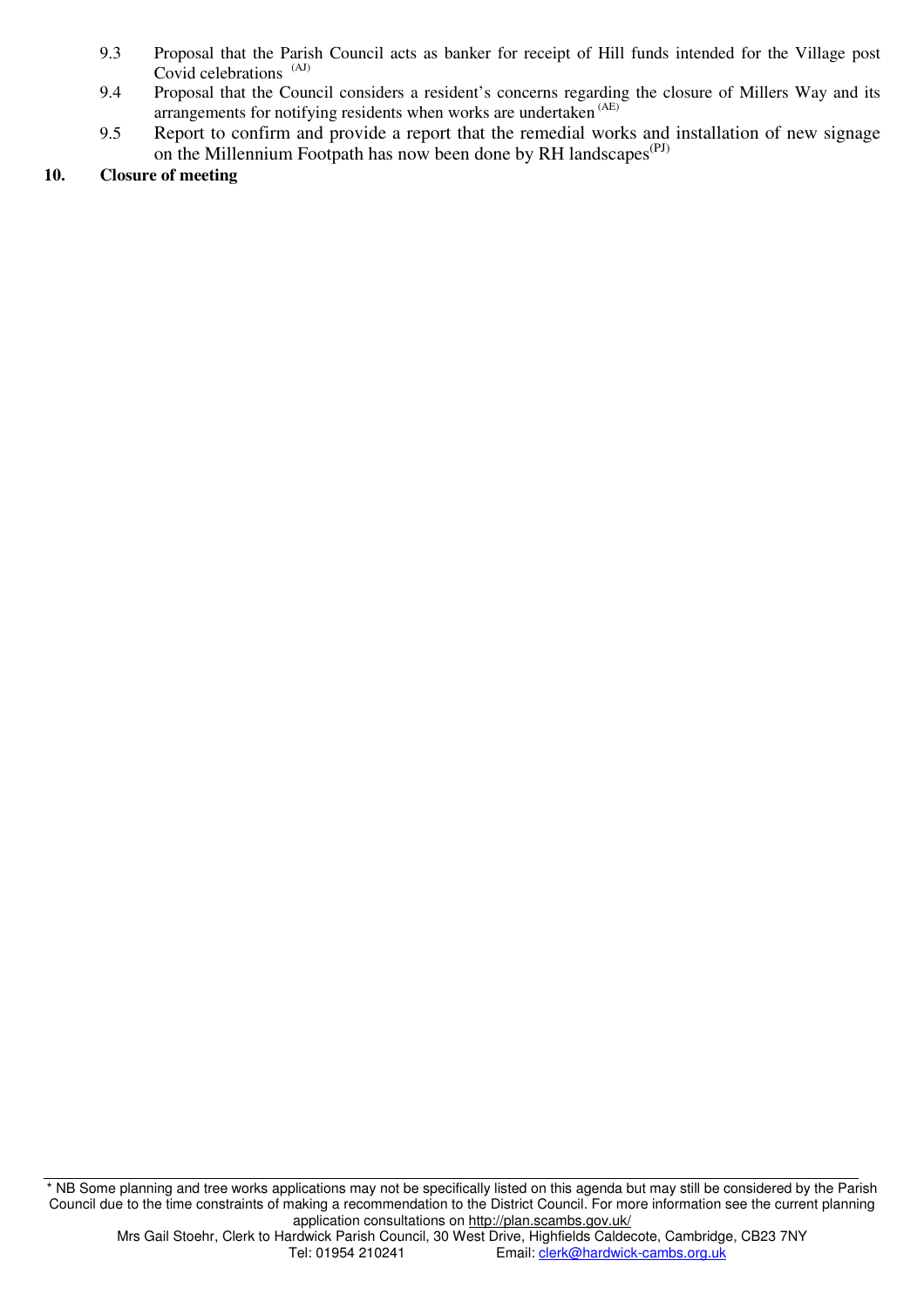9.3 Proposal that the Parish Council acts as banker for receipt of Hill funds intended for the Village post Covid celebrations [(AJ)]

9.4 Proposal that the Council considers a resident's concerns regarding the closure of Millers Way and its arrangements for notifying residents when works are undertaken [(AE)]

9.5 Report to confirm and provide a report that the remedial works and installation of new signage on the Millennium Footpath has now been done by RH landscapes[(PJ)]

**10. Closure of meeting**

---

* NB Some planning and tree works applications may not be specifically listed on this agenda but may still be considered by the Parish Council due to the time constraints of making a recommendation to the District Council. For more information see the current planning application consultations on http://plan.scambs.gov.uk/

Mrs Gail Stoehr, Clerk to Hardwick Parish Council, 30 West Drive, Highfields Caldecote, Cambridge, CB23 7NY
Tel: 01954 210241 Email: clerk@hardwick-cambs.org.uk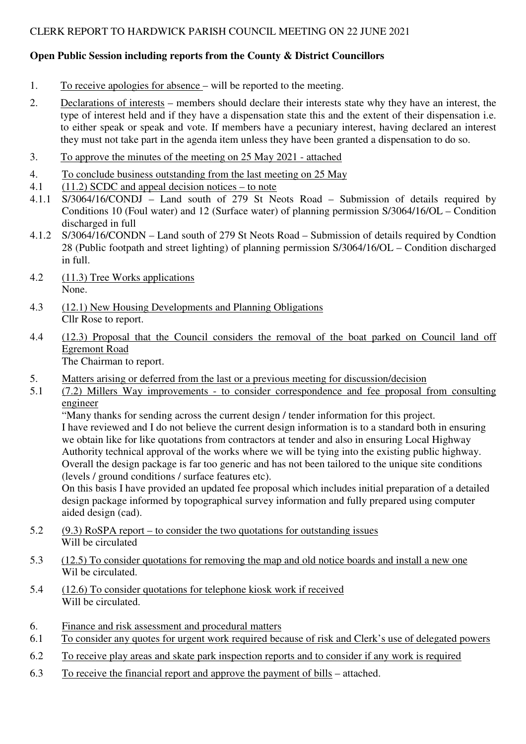CLERK REPORT TO HARDWICK PARISH COUNCIL MEETING ON 22 JUNE 2021

**Open Public Session including reports from the County & District Councillors**

1. To receive apologies for absence – will be reported to the meeting.

2. Declarations of interests – members should declare their interests state why they have an interest, the type of interest held and if they have a dispensation state this and the extent of their dispensation i.e. to either speak or speak and vote. If members have a pecuniary interest, having declared an interest they must not take part in the agenda item unless they have been granted a dispensation to do so.

3. To approve the minutes of the meeting on 25 May 2021 - attached

4. To conclude business outstanding from the last meeting on 25 May

4.1 (11.2) SCDC and appeal decision notices – to note

4.1.1 S/3064/16/CONDJ – Land south of 279 St Neots Road – Submission of details required by Conditions 10 (Foul water) and 12 (Surface water) of planning permission S/3064/16/OL – Condition discharged in full

4.1.2 S/3064/16/CONDN – Land south of 279 St Neots Road – Submission of details required by Condtion 28 (Public footpath and street lighting) of planning permission S/3064/16/OL – Condition discharged in full.

4.2 (11.3) Tree Works applications
None.

4.3 (12.1) New Housing Developments and Planning Obligations
Cllr Rose to report.

4.4 (12.3) Proposal that the Council considers the removal of the boat parked on Council land off Egremont Road
The Chairman to report.

5. Matters arising or deferred from the last or a previous meeting for discussion/decision

5.1 (7.2) Millers Way improvements - to consider correspondence and fee proposal from consulting engineer
"Many thanks for sending across the current design / tender information for this project.
I have reviewed and I do not believe the current design information is to a standard both in ensuring we obtain like for like quotations from contractors at tender and also in ensuring Local Highway Authority technical approval of the works where we will be tying into the existing public highway. Overall the design package is far too generic and has not been tailored to the unique site conditions (levels / ground conditions / surface features etc).
On this basis I have provided an updated fee proposal which includes initial preparation of a detailed design package informed by topographical survey information and fully prepared using computer aided design (cad).

5.2 (9.3) RoSPA report – to consider the two quotations for outstanding issues
Will be circulated

5.3 (12.5) To consider quotations for removing the map and old notice boards and install a new one
Wil be circulated.

5.4 (12.6) To consider quotations for telephone kiosk work if received
Will be circulated.

6. Finance and risk assessment and procedural matters

6.1 To consider any quotes for urgent work required because of risk and Clerk's use of delegated powers

6.2 To receive play areas and skate park inspection reports and to consider if any work is required

6.3 To receive the financial report and approve the payment of bills – attached.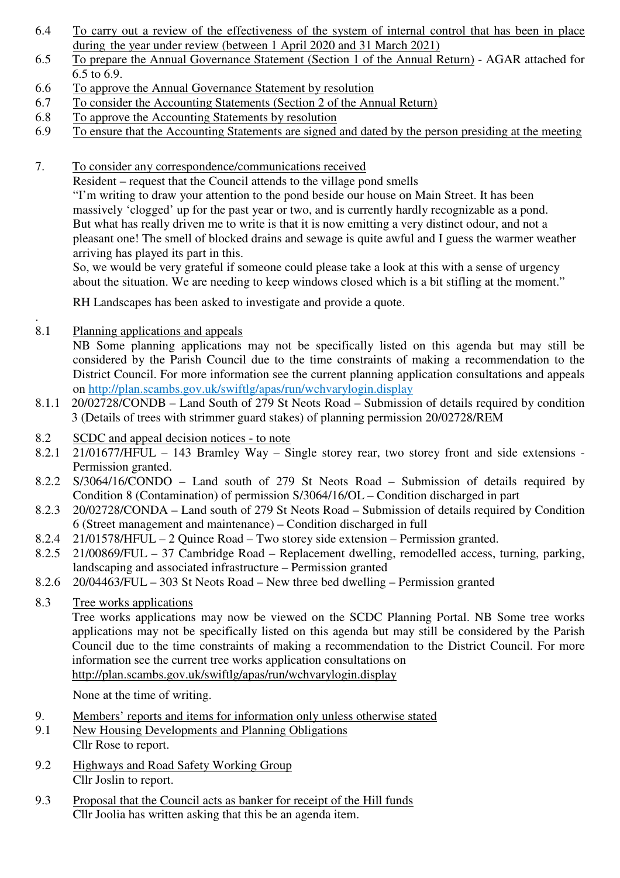6.4 To carry out a review of the effectiveness of the system of internal control that has been in place during the year under review (between 1 April 2020 and 31 March 2021)

6.5 To prepare the Annual Governance Statement (Section 1 of the Annual Return) - AGAR attached for 6.5 to 6.9.

6.6 To approve the Annual Governance Statement by resolution

6.7 To consider the Accounting Statements (Section 2 of the Annual Return)

6.8 To approve the Accounting Statements by resolution

6.9 To ensure that the Accounting Statements are signed and dated by the person presiding at the meeting

7. To consider any correspondence/communications received

Resident – request that the Council attends to the village pond smells

"I'm writing to draw your attention to the pond beside our house on Main Street. It has been massively 'clogged' up for the past year or two, and is currently hardly recognizable as a pond. But what has really driven me to write is that it is now emitting a very distinct odour, and not a pleasant one! The smell of blocked drains and sewage is quite awful and I guess the warmer weather arriving has played its part in this.

So, we would be very grateful if someone could please take a look at this with a sense of urgency about the situation. We are needing to keep windows closed which is a bit stifling at the moment."

RH Landscapes has been asked to investigate and provide a quote.

.

8.1 Planning applications and appeals

NB Some planning applications may not be specifically listed on this agenda but may still be considered by the Parish Council due to the time constraints of making a recommendation to the District Council. For more information see the current planning application consultations and appeals on http://plan.scambs.gov.uk/swiftlg/apas/run/wchvarylogin.display

8.1.1 20/02728/CONDB – Land South of 279 St Neots Road – Submission of details required by condition 3 (Details of trees with strimmer guard stakes) of planning permission 20/02728/REM

8.2 SCDC and appeal decision notices - to note

8.2.1 21/01677/HFUL – 143 Bramley Way – Single storey rear, two storey front and side extensions - Permission granted.

8.2.2 S/3064/16/CONDO – Land south of 279 St Neots Road – Submission of details required by Condition 8 (Contamination) of permission S/3064/16/OL – Condition discharged in part

8.2.3 20/02728/CONDA – Land south of 279 St Neots Road – Submission of details required by Condition 6 (Street management and maintenance) – Condition discharged in full

8.2.4 21/01578/HFUL – 2 Quince Road – Two storey side extension – Permission granted.

8.2.5 21/00869/FUL – 37 Cambridge Road – Replacement dwelling, remodelled access, turning, parking, landscaping and associated infrastructure – Permission granted

8.2.6 20/04463/FUL – 303 St Neots Road – New three bed dwelling – Permission granted

8.3 Tree works applications

Tree works applications may now be viewed on the SCDC Planning Portal. NB Some tree works applications may not be specifically listed on this agenda but may still be considered by the Parish Council due to the time constraints of making a recommendation to the District Council. For more information see the current tree works application consultations on http://plan.scambs.gov.uk/swiftlg/apas/run/wchvarylogin.display

None at the time of writing.

9. Members' reports and items for information only unless otherwise stated

9.1 New Housing Developments and Planning Obligations

Cllr Rose to report.

9.2 Highways and Road Safety Working Group

Cllr Joslin to report.

9.3 Proposal that the Council acts as banker for receipt of the Hill funds

Cllr Joolia has written asking that this be an agenda item.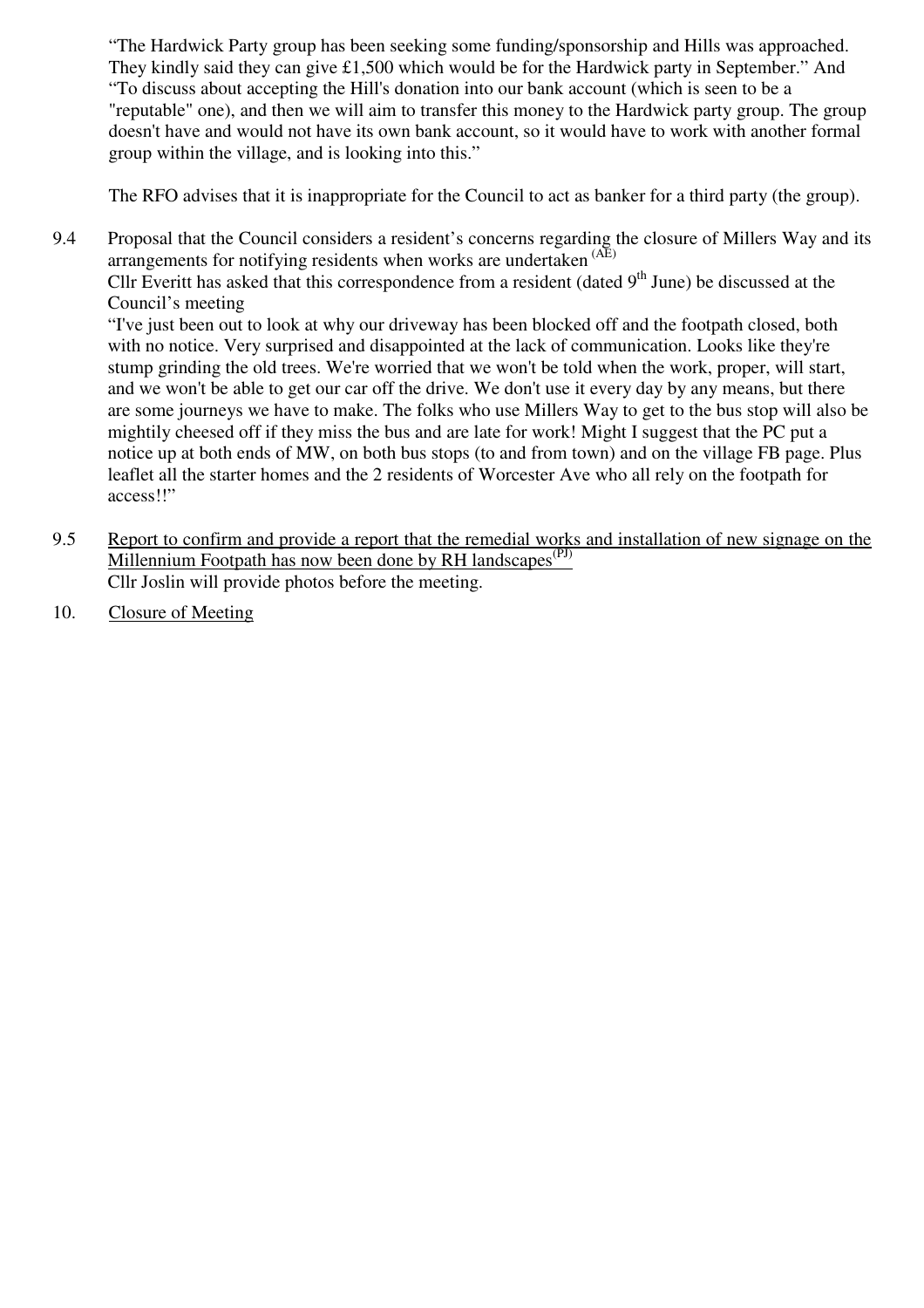"The Hardwick Party group has been seeking some funding/sponsorship and Hills was approached. They kindly said they can give £1,500 which would be for the Hardwick party in September." And "To discuss about accepting the Hill's donation into our bank account (which is seen to be a "reputable" one), and then we will aim to transfer this money to the Hardwick party group. The group doesn't have and would not have its own bank account, so it would have to work with another formal group within the village, and is looking into this."

The RFO advises that it is inappropriate for the Council to act as banker for a third party (the group).

9.4 Proposal that the Council considers a resident's concerns regarding the closure of Millers Way and its arrangements for notifying residents when works are undertaken (AE)
Cllr Everitt has asked that this correspondence from a resident (dated 9th June) be discussed at the Council's meeting
"I've just been out to look at why our driveway has been blocked off and the footpath closed, both with no notice. Very surprised and disappointed at the lack of communication. Looks like they're stump grinding the old trees. We're worried that we won't be told when the work, proper, will start, and we won't be able to get our car off the drive. We don't use it every day by any means, but there are some journeys we have to make. The folks who use Millers Way to get to the bus stop will also be mightily cheesed off if they miss the bus and are late for work! Might I suggest that the PC put a notice up at both ends of MW, on both bus stops (to and from town) and on the village FB page. Plus leaflet all the starter homes and the 2 residents of Worcester Ave who all rely on the footpath for access!!"

9.5 Report to confirm and provide a report that the remedial works and installation of new signage on the Millennium Footpath has now been done by RH landscapes (PJ)
Cllr Joslin will provide photos before the meeting.

10. Closure of Meeting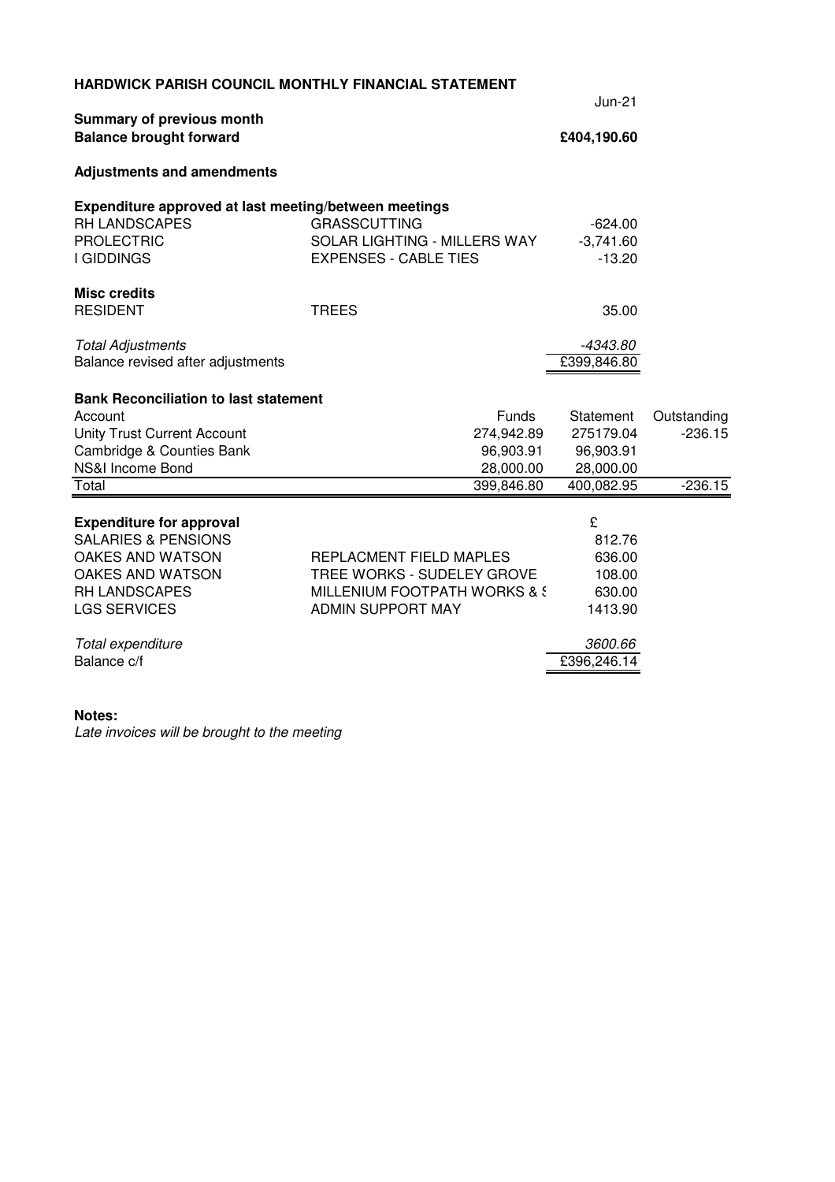**HARDWICK PARISH COUNCIL MONTHLY FINANCIAL STATEMENT**

Jun-21

**Summary of previous month**

| | | |
|---|---|---|
| **Balance brought forward** | | **£404,190.60** |

**Adjustments and amendments**

**Expenditure approved at last meeting/between meetings**

| | | |
|---|---|---|
| RH LANDSCAPES | GRASSCUTTING | -624.00 |
| PROLECTRIC | SOLAR LIGHTING - MILLERS WAY | -3,741.60 |
| I GIDDINGS | EXPENSES - CABLE TIES | -13.20 |

**Misc credits**

| | | |
|---|---|---|
| RESIDENT | TREES | 35.00 |

| | |
|---|---|
| *Total Adjustments* | *-4343.80* |
| Balance revised after adjustments | £399,846.80 |

**Bank Reconciliation to last statement**

| Account | Funds | Statement | Outstanding |
|---|---|---|---|
| Unity Trust Current Account | 274,942.89 | 275179.04 | -236.15 |
| Cambridge & Counties Bank | 96,903.91 | 96,903.91 | |
| NS&I Income Bond | 28,000.00 | 28,000.00 | |
| Total | 399,846.80 | 400,082.95 | -236.15 |

**Expenditure for approval**

| | | £ |
|---|---|---|
| SALARIES & PENSIONS | | 812.76 |
| OAKES AND WATSON | REPLACMENT FIELD MAPLES | 636.00 |
| OAKES AND WATSON | TREE WORKS - SUDELEY GROVE | 108.00 |
| RH LANDSCAPES | MILLENIUM FOOTPATH WORKS & S | 630.00 |
| LGS SERVICES | ADMIN SUPPORT MAY | 1413.90 |

| | |
|---|---|
| *Total expenditure* | *3600.66* |
| Balance c/f | £396,246.14 |

**Notes:**

*Late invoices will be brought to the meeting*